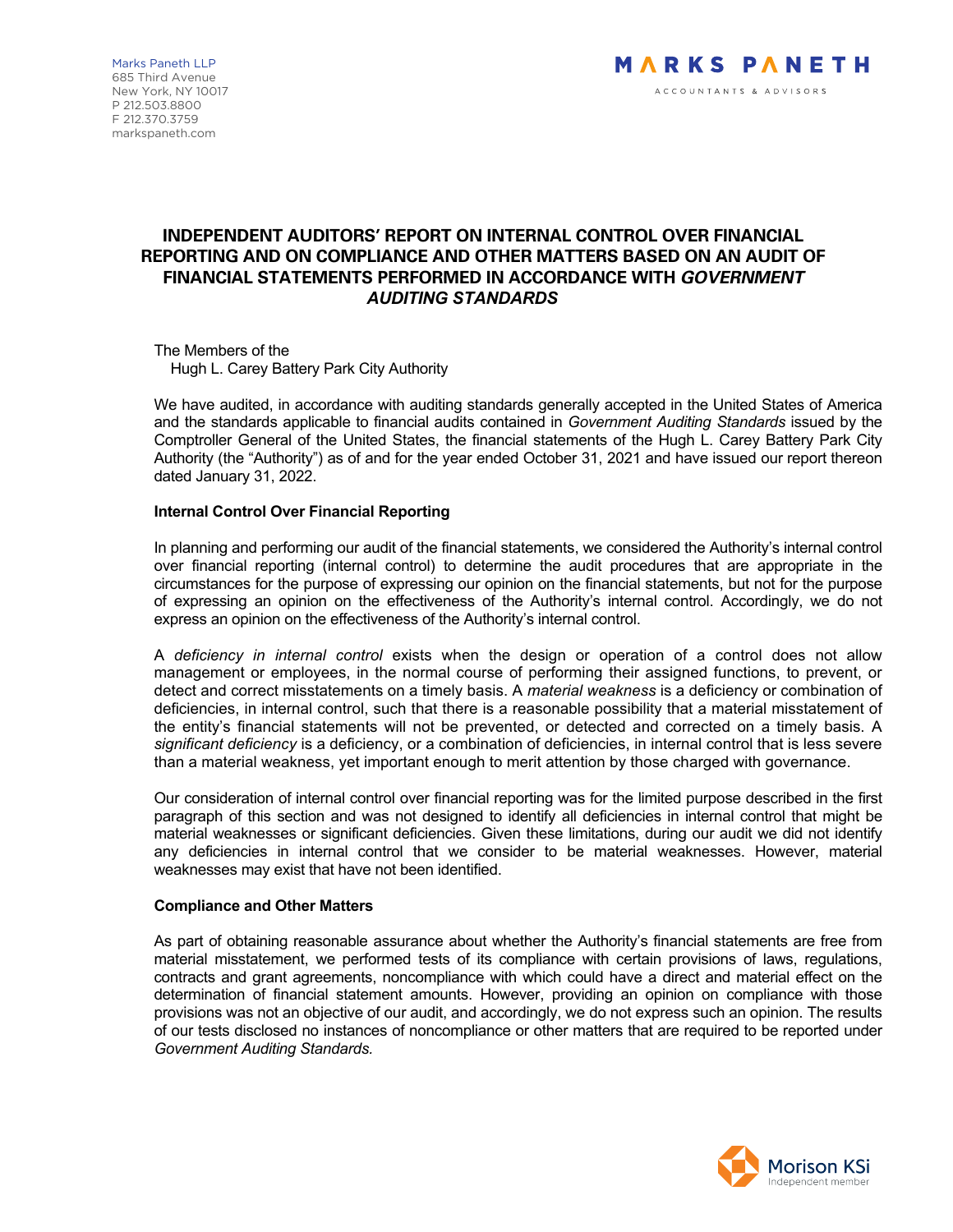Marks Paneth LLP
685 Third Avenue
New York, NY 10017
P 212.503.8800
F 212.370.3759
markspaneth.com

MARKS PANETH
ACCOUNTANTS & ADVISORS

# INDEPENDENT AUDITORS' REPORT ON INTERNAL CONTROL OVER FINANCIAL REPORTING AND ON COMPLIANCE AND OTHER MATTERS BASED ON AN AUDIT OF FINANCIAL STATEMENTS PERFORMED IN ACCORDANCE WITH *GOVERNMENT AUDITING STANDARDS*

The Members of the
Hugh L. Carey Battery Park City Authority

We have audited, in accordance with auditing standards generally accepted in the United States of America and the standards applicable to financial audits contained in *Government Auditing Standards* issued by the Comptroller General of the United States, the financial statements of the Hugh L. Carey Battery Park City Authority (the "Authority") as of and for the year ended October 31, 2021 and have issued our report thereon dated January 31, 2022.

**Internal Control Over Financial Reporting**

In planning and performing our audit of the financial statements, we considered the Authority's internal control over financial reporting (internal control) to determine the audit procedures that are appropriate in the circumstances for the purpose of expressing our opinion on the financial statements, but not for the purpose of expressing an opinion on the effectiveness of the Authority's internal control. Accordingly, we do not express an opinion on the effectiveness of the Authority's internal control.

A *deficiency in internal control* exists when the design or operation of a control does not allow management or employees, in the normal course of performing their assigned functions, to prevent, or detect and correct misstatements on a timely basis. A *material weakness* is a deficiency or combination of deficiencies, in internal control, such that there is a reasonable possibility that a material misstatement of the entity's financial statements will not be prevented, or detected and corrected on a timely basis. A *significant deficiency* is a deficiency, or a combination of deficiencies, in internal control that is less severe than a material weakness, yet important enough to merit attention by those charged with governance.

Our consideration of internal control over financial reporting was for the limited purpose described in the first paragraph of this section and was not designed to identify all deficiencies in internal control that might be material weaknesses or significant deficiencies. Given these limitations, during our audit we did not identify any deficiencies in internal control that we consider to be material weaknesses. However, material weaknesses may exist that have not been identified.

**Compliance and Other Matters**

As part of obtaining reasonable assurance about whether the Authority's financial statements are free from material misstatement, we performed tests of its compliance with certain provisions of laws, regulations, contracts and grant agreements, noncompliance with which could have a direct and material effect on the determination of financial statement amounts. However, providing an opinion on compliance with those provisions was not an objective of our audit, and accordingly, we do not express such an opinion. The results of our tests disclosed no instances of noncompliance or other matters that are required to be reported under *Government Auditing Standards.*

Morison KSi
Independent member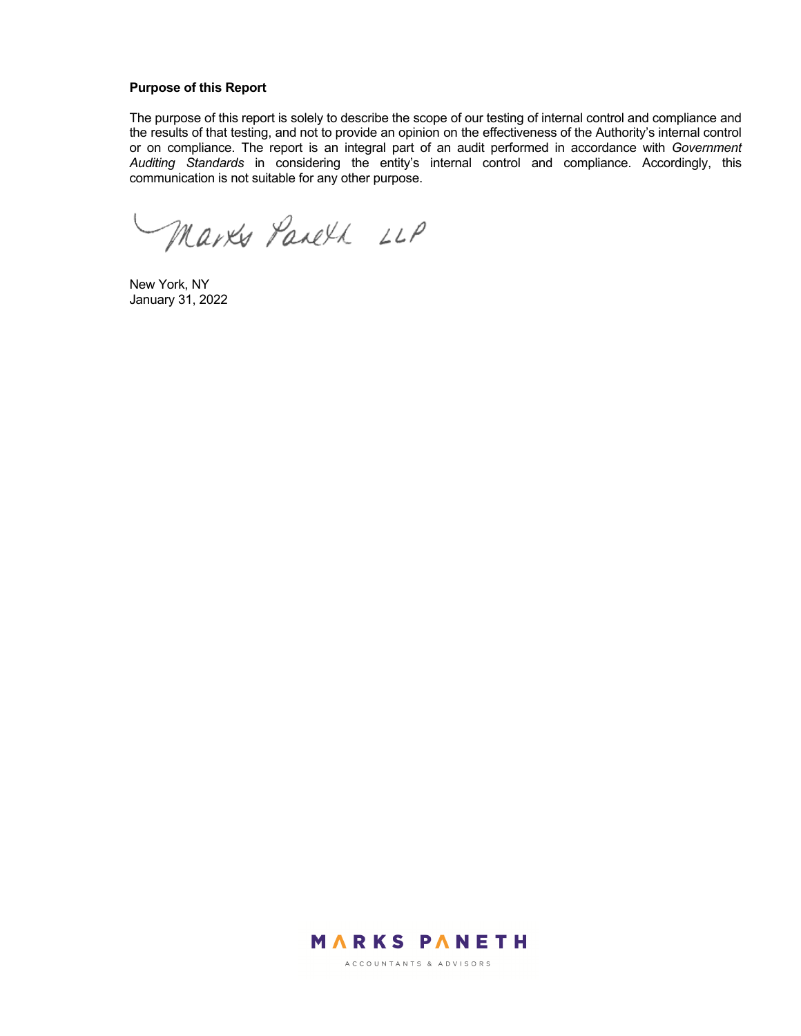**Purpose of this Report**

The purpose of this report is solely to describe the scope of our testing of internal control and compliance and the results of that testing, and not to provide an opinion on the effectiveness of the Authority's internal control or on compliance. The report is an integral part of an audit performed in accordance with *Government Auditing Standards* in considering the entity's internal control and compliance. Accordingly, this communication is not suitable for any other purpose.

Marks Paneth LLP

New York, NY
January 31, 2022

MARKS PANETH
ACCOUNTANTS & ADVISORS